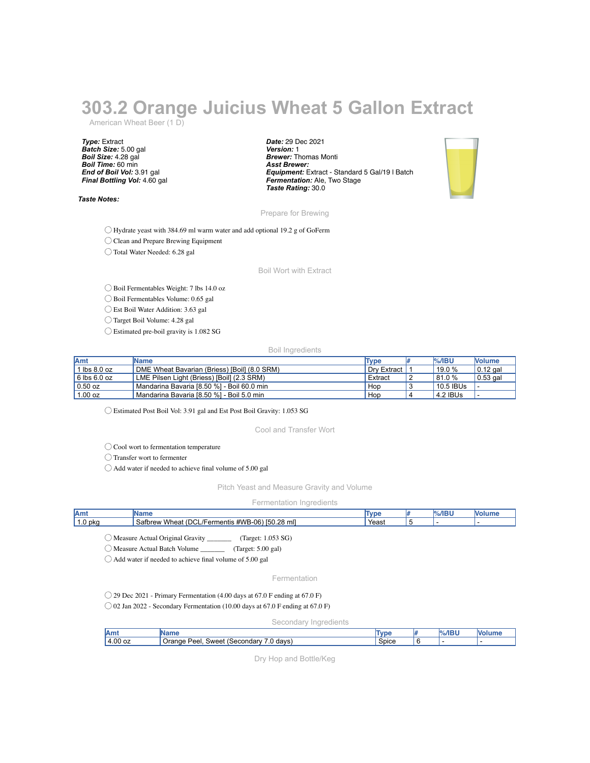# 303.2 Orange Juicius Wheat 5 Gallon Extract

American Wheat Beer (1 D)

***Type:*** Extract
***Batch Size:*** 5.00 gal
***Boil Size:*** 4.28 gal
***Boil Time:*** 60 min
***End of Boil Vol:*** 3.91 gal
***Final Bottling Vol:*** 4.60 gal

***Date:*** 29 Dec 2021
***Version:*** 1
***Brewer:*** Thomas Monti
***Asst Brewer:***
***Equipment:*** Extract - Standard 5 Gal/19 l Batch
***Fermentation:*** Ale, Two Stage
***Taste Rating:*** 30.0

***Taste Notes:***

## Prepare for Brewing

- ◯ Hydrate yeast with 384.69 ml warm water and add optional 19.2 g of GoFerm
- ◯ Clean and Prepare Brewing Equipment
- ◯ Total Water Needed: 6.28 gal

## Boil Wort with Extract

- ◯ Boil Fermentables Weight: 7 lbs 14.0 oz
- ◯ Boil Fermentables Volume: 0.65 gal
- ◯ Est Boil Water Addition: 3.63 gal
- ◯ Target Boil Volume: 4.28 gal
- ◯ Estimated pre-boil gravity is 1.082 SG

## Boil Ingredients

| Amt | Name | Type | # | %/IBU | Volume |
|---|---|---|---|---|---|
| 1 lbs 8.0 oz | DME Wheat Bavarian (Briess) [Boil] (8.0 SRM) | Dry Extract | 1 | 19.0 % | 0.12 gal |
| 6 lbs 6.0 oz | LME Pilsen Light (Briess) [Boil] (2.3 SRM) | Extract | 2 | 81.0 % | 0.53 gal |
| 0.50 oz | Mandarina Bavaria [8.50 %] - Boil 60.0 min | Hop | 3 | 10.5 IBUs | - |
| 1.00 oz | Mandarina Bavaria [8.50 %] - Boil 5.0 min | Hop | 4 | 4.2 IBUs | - |

- ◯ Estimated Post Boil Vol: 3.91 gal and Est Post Boil Gravity: 1.053 SG

## Cool and Transfer Wort

- ◯ Cool wort to fermentation temperature
- ◯ Transfer wort to fermenter
- ◯ Add water if needed to achieve final volume of 5.00 gal

## Pitch Yeast and Measure Gravity and Volume

### Fermentation Ingredients

| Amt | Name | Type | # | %/IBU | Volume |
|---|---|---|---|---|---|
| 1.0 pkg | Safbrew Wheat (DCL/Fermentis #WB-06) [50.28 ml] | Yeast | 5 | - | - |

- ◯ Measure Actual Original Gravity _______ (Target: 1.053 SG)
- ◯ Measure Actual Batch Volume _______ (Target: 5.00 gal)
- ◯ Add water if needed to achieve final volume of 5.00 gal

## Fermentation

- ◯ 29 Dec 2021 - Primary Fermentation (4.00 days at 67.0 F ending at 67.0 F)
- ◯ 02 Jan 2022 - Secondary Fermentation (10.00 days at 67.0 F ending at 67.0 F)

### Secondary Ingredients

| Amt | Name | Type | # | %/IBU | Volume |
|---|---|---|---|---|---|
| 4.00 oz | Orange Peel, Sweet (Secondary 7.0 days) | Spice | 6 | - | - |

## Dry Hop and Bottle/Keg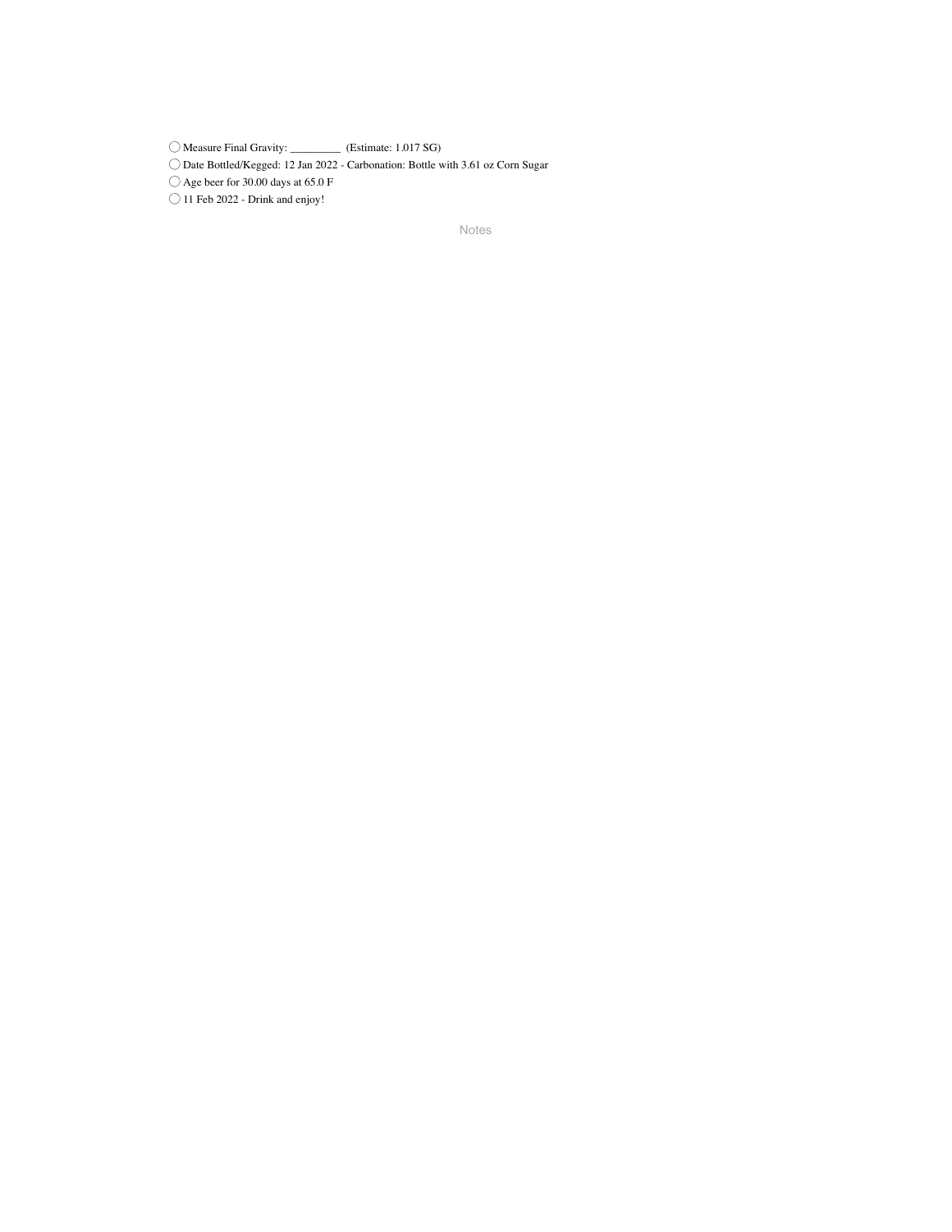◯ Measure Final Gravity: ________ (Estimate: 1.017 SG)

◯ Date Bottled/Kegged: 12 Jan 2022 - Carbonation: Bottle with 3.61 oz Corn Sugar

◯ Age beer for 30.00 days at 65.0 F

◯ 11 Feb 2022 - Drink and enjoy!

Notes